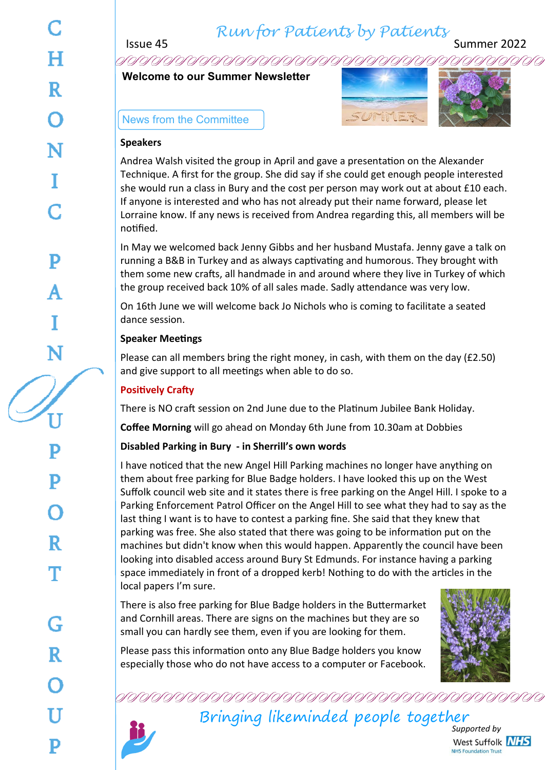CHRONIC PAIN SUPPORT GROUP

Issue 45 — *Run for Patients by Patients* — Summer 2022

## Welcome to our Summer Newsletter

### News from the Committee

**Speakers**

Andrea Walsh visited the group in April and gave a presentation on the Alexander Technique. A first for the group. She did say if she could get enough people interested she would run a class in Bury and the cost per person may work out at about £10 each. If anyone is interested and who has not already put their name forward, please let Lorraine know. If any news is received from Andrea regarding this, all members will be notified.

In May we welcomed back Jenny Gibbs and her husband Mustafa. Jenny gave a talk on running a B&B in Turkey and as always captivating and humorous. They brought with them some new crafts, all handmade in and around where they live in Turkey of which the group received back 10% of all sales made. Sadly attendance was very low.

On 16th June we will welcome back Jo Nichols who is coming to facilitate a seated dance session.

**Speaker Meetings**

Please can all members bring the right money, in cash, with them on the day (£2.50) and give support to all meetings when able to do so.

**Positively Crafty**

There is NO craft session on 2nd June due to the Platinum Jubilee Bank Holiday.

**Coffee Morning** will go ahead on Monday 6th June from 10.30am at Dobbies

**Disabled Parking in Bury - in Sherrill's own words**

I have noticed that the new Angel Hill Parking machines no longer have anything on them about free parking for Blue Badge holders. I have looked this up on the West Suffolk council web site and it states there is free parking on the Angel Hill. I spoke to a Parking Enforcement Patrol Officer on the Angel Hill to see what they had to say as the last thing I want is to have to contest a parking fine. She said that they knew that parking was free. She also stated that there was going to be information put on the machines but didn't know when this would happen. Apparently the council have been looking into disabled access around Bury St Edmunds. For instance having a parking space immediately in front of a dropped kerb! Nothing to do with the articles in the local papers I'm sure.

There is also free parking for Blue Badge holders in the Buttermarket and Cornhill areas. There are signs on the machines but they are so small you can hardly see them, even if you are looking for them.

Please pass this information onto any Blue Badge holders you know especially those who do not have access to a computer or Facebook.

*Bringing likeminded people together*

Supported by West Suffolk NHS Foundation Trust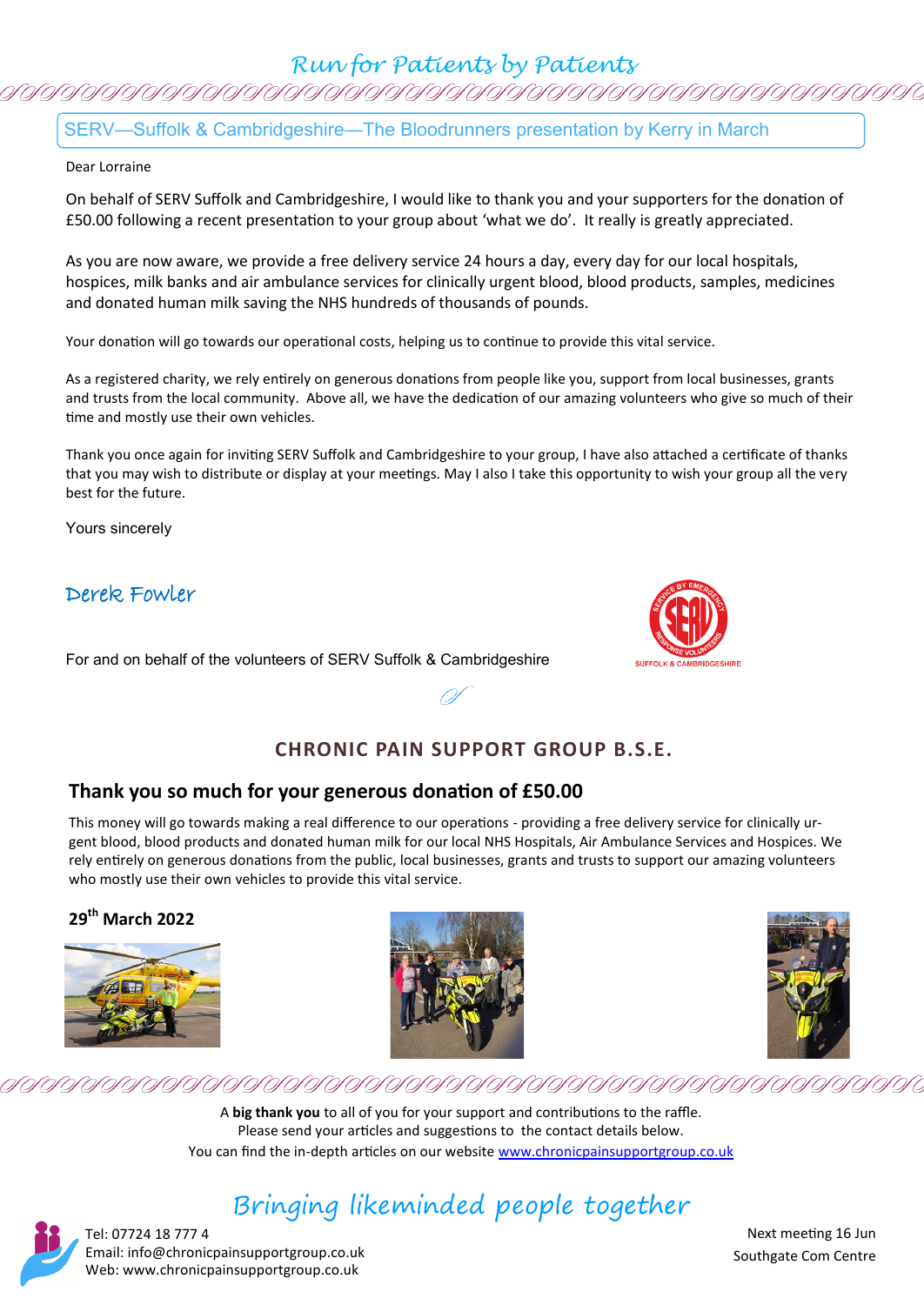*Run for Patients by Patients*

## SERV—Suffolk & Cambridgeshire—The Bloodrunners presentation by Kerry in March

Dear Lorraine

On behalf of SERV Suffolk and Cambridgeshire, I would like to thank you and your supporters for the donation of £50.00 following a recent presentation to your group about 'what we do'. It really is greatly appreciated.

As you are now aware, we provide a free delivery service 24 hours a day, every day for our local hospitals, hospices, milk banks and air ambulance services for clinically urgent blood, blood products, samples, medicines and donated human milk saving the NHS hundreds of thousands of pounds.

Your donation will go towards our operational costs, helping us to continue to provide this vital service.

As a registered charity, we rely entirely on generous donations from people like you, support from local businesses, grants and trusts from the local community. Above all, we have the dedication of our amazing volunteers who give so much of their time and mostly use their own vehicles.

Thank you once again for inviting SERV Suffolk and Cambridgeshire to your group, I have also attached a certificate of thanks that you may wish to distribute or display at your meetings. May I also I take this opportunity to wish your group all the very best for the future.

Yours sincerely

*Derek Fowler*

For and on behalf of the volunteers of SERV Suffolk & Cambridgeshire

SERVICE BY EMERGENCY RESPONSE VOLUNTEERS
SUFFOLK & CAMBRIDGESHIRE

## CHRONIC PAIN SUPPORT GROUP B.S.E.

### Thank you so much for your generous donation of £50.00

This money will go towards making a real difference to our operations - providing a free delivery service for clinically urgent blood, blood products and donated human milk for our local NHS Hospitals, Air Ambulance Services and Hospices. We rely entirely on generous donations from the public, local businesses, grants and trusts to support our amazing volunteers who mostly use their own vehicles to provide this vital service.

**29th March 2022**

A **big thank you** to all of you for your support and contributions to the raffle.
Please send your articles and suggestions to the contact details below.
You can find the in-depth articles on our website www.chronicpainsupportgroup.co.uk

*Bringing likeminded people together*

Tel: 07724 18 777 4
Email: info@chronicpainsupportgroup.co.uk
Web: www.chronicpainsupportgroup.co.uk

Next meeting 16 Jun
Southgate Com Centre